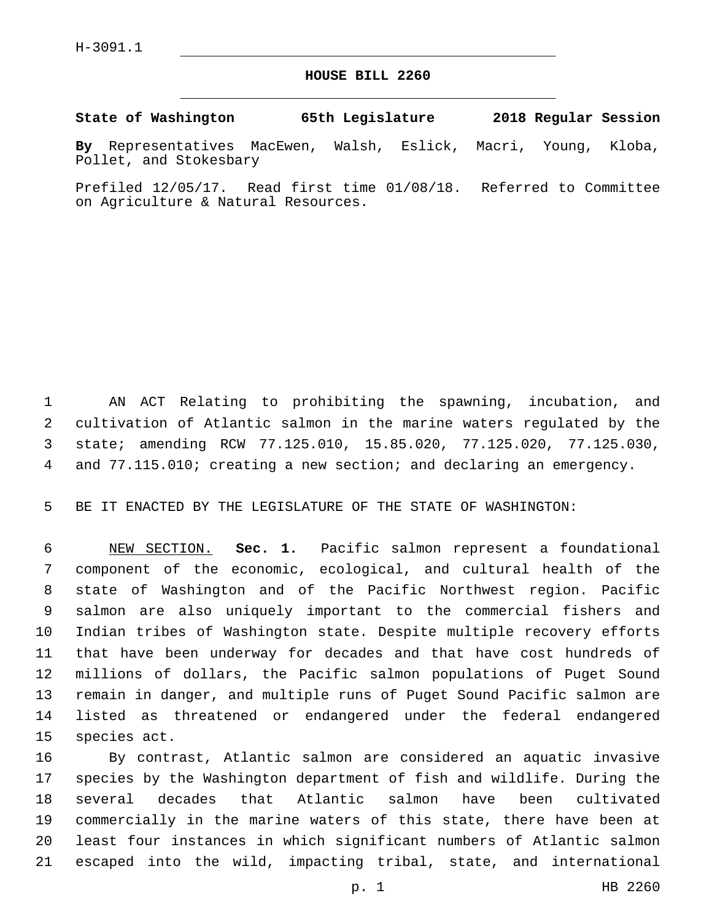H-3091.1

# HOUSE BILL 2260

**State of Washington 65th Legislature 2018 Regular Session**

**By** Representatives MacEwen, Walsh, Eslick, Macri, Young, Kloba, Pollet, and Stokesbary

Prefiled 12/05/17. Read first time 01/08/18. Referred to Committee on Agriculture & Natural Resources.

AN ACT Relating to prohibiting the spawning, incubation, and cultivation of Atlantic salmon in the marine waters regulated by the state; amending RCW 77.125.010, 15.85.020, 77.125.020, 77.125.030, and 77.115.010; creating a new section; and declaring an emergency.

BE IT ENACTED BY THE LEGISLATURE OF THE STATE OF WASHINGTON:

NEW SECTION. **Sec. 1.** Pacific salmon represent a foundational component of the economic, ecological, and cultural health of the state of Washington and of the Pacific Northwest region. Pacific salmon are also uniquely important to the commercial fishers and Indian tribes of Washington state. Despite multiple recovery efforts that have been underway for decades and that have cost hundreds of millions of dollars, the Pacific salmon populations of Puget Sound remain in danger, and multiple runs of Puget Sound Pacific salmon are listed as threatened or endangered under the federal endangered species act.

By contrast, Atlantic salmon are considered an aquatic invasive species by the Washington department of fish and wildlife. During the several decades that Atlantic salmon have been cultivated commercially in the marine waters of this state, there have been at least four instances in which significant numbers of Atlantic salmon escaped into the wild, impacting tribal, state, and international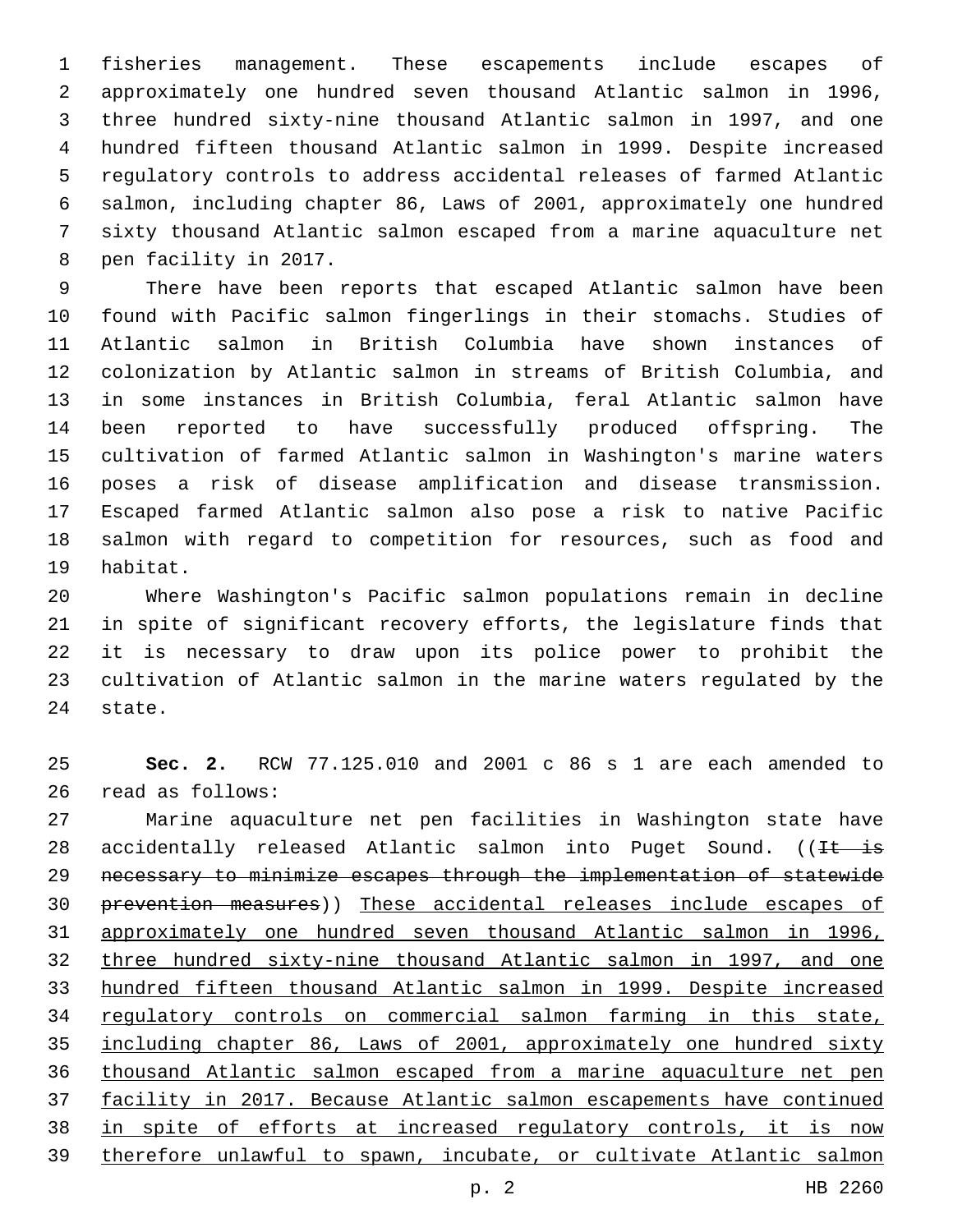fisheries management. These escapements include escapes of approximately one hundred seven thousand Atlantic salmon in 1996, three hundred sixty-nine thousand Atlantic salmon in 1997, and one hundred fifteen thousand Atlantic salmon in 1999. Despite increased regulatory controls to address accidental releases of farmed Atlantic salmon, including chapter 86, Laws of 2001, approximately one hundred sixty thousand Atlantic salmon escaped from a marine aquaculture net pen facility in 2017.

There have been reports that escaped Atlantic salmon have been found with Pacific salmon fingerlings in their stomachs. Studies of Atlantic salmon in British Columbia have shown instances of colonization by Atlantic salmon in streams of British Columbia, and in some instances in British Columbia, feral Atlantic salmon have been reported to have successfully produced offspring. The cultivation of farmed Atlantic salmon in Washington's marine waters poses a risk of disease amplification and disease transmission. Escaped farmed Atlantic salmon also pose a risk to native Pacific salmon with regard to competition for resources, such as food and habitat.

Where Washington's Pacific salmon populations remain in decline in spite of significant recovery efforts, the legislature finds that it is necessary to draw upon its police power to prohibit the cultivation of Atlantic salmon in the marine waters regulated by the state.

**Sec. 2.** RCW 77.125.010 and 2001 c 86 s 1 are each amended to read as follows:

Marine aquaculture net pen facilities in Washington state have accidentally released Atlantic salmon into Puget Sound. ((~~It is necessary to minimize escapes through the implementation of statewide prevention measures~~)) <u>These accidental releases include escapes of approximately one hundred seven thousand Atlantic salmon in 1996, three hundred sixty-nine thousand Atlantic salmon in 1997, and one hundred fifteen thousand Atlantic salmon in 1999. Despite increased regulatory controls on commercial salmon farming in this state, including chapter 86, Laws of 2001, approximately one hundred sixty thousand Atlantic salmon escaped from a marine aquaculture net pen facility in 2017. Because Atlantic salmon escapements have continued in spite of efforts at increased regulatory controls, it is now therefore unlawful to spawn, incubate, or cultivate Atlantic salmon</u>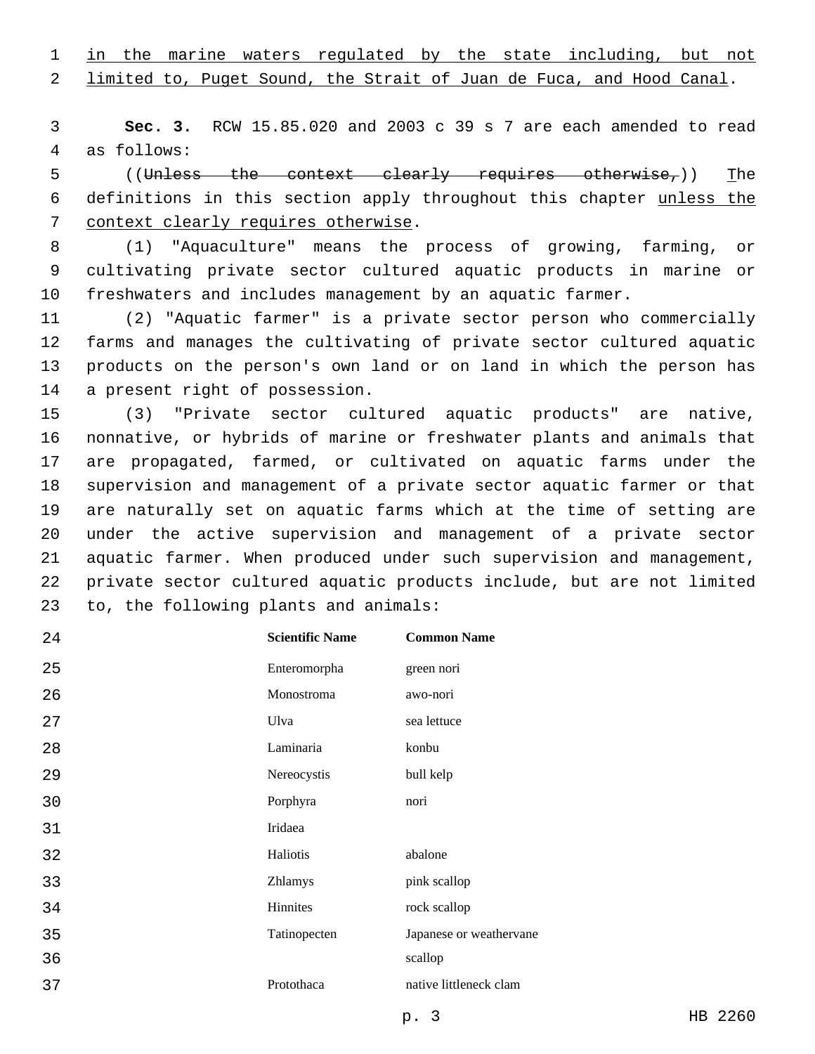in the marine waters regulated by the state including, but not limited to, Puget Sound, the Strait of Juan de Fuca, and Hood Canal.

**Sec. 3.** RCW 15.85.020 and 2003 c 39 s 7 are each amended to read as follows:

((~~Unless the context clearly requires otherwise,~~)) The definitions in this section apply throughout this chapter unless the context clearly requires otherwise.

(1) "Aquaculture" means the process of growing, farming, or cultivating private sector cultured aquatic products in marine or freshwaters and includes management by an aquatic farmer.

(2) "Aquatic farmer" is a private sector person who commercially farms and manages the cultivating of private sector cultured aquatic products on the person's own land or on land in which the person has a present right of possession.

(3) "Private sector cultured aquatic products" are native, nonnative, or hybrids of marine or freshwater plants and animals that are propagated, farmed, or cultivated on aquatic farms under the supervision and management of a private sector aquatic farmer or that are naturally set on aquatic farms which at the time of setting are under the active supervision and management of a private sector aquatic farmer. When produced under such supervision and management, private sector cultured aquatic products include, but are not limited to, the following plants and animals:

| Scientific Name | Common Name |
|---|---|
| Enteromorpha | green nori |
| Monostroma | awo-nori |
| Ulva | sea lettuce |
| Laminaria | konbu |
| Nereocystis | bull kelp |
| Porphyra | nori |
| Iridaea | |
| Haliotis | abalone |
| Zhlamys | pink scallop |
| Hinnites | rock scallop |
| Tatinopecten | Japanese or weathervane scallop |
| Protothaca | native littleneck clam |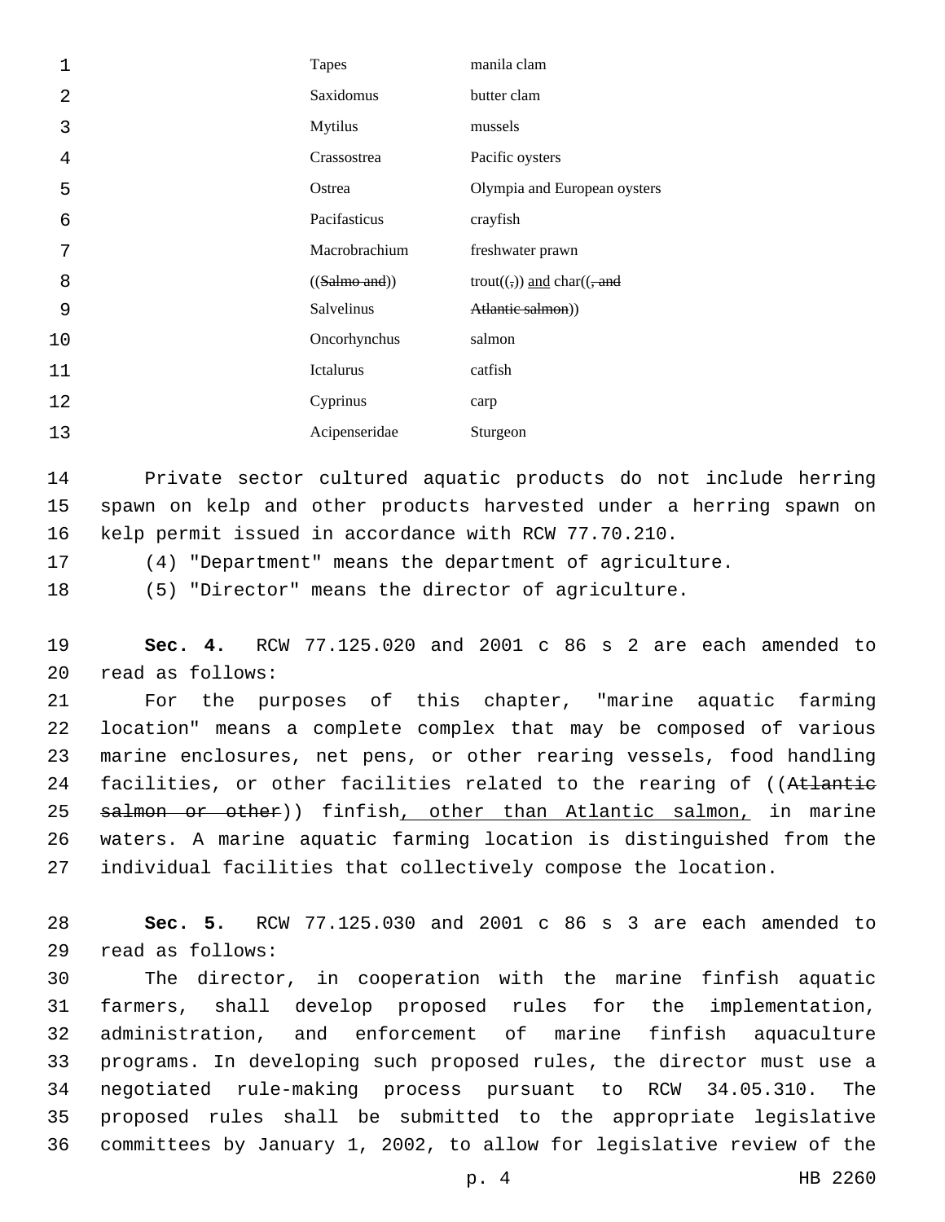| | |
|---|---|
| Tapes | manila clam |
| Saxidomus | butter clam |
| Mytilus | mussels |
| Crassostrea | Pacific oysters |
| Ostrea | Olympia and European oysters |
| Pacifasticus | crayfish |
| Macrobrachium | freshwater prawn |
| ((~~Salmo and~~)) Salvelinus | trout((~~,~~)) <u>and</u> char((~~, and Atlantic salmon~~)) |
| Oncorhynchus | salmon |
| Ictalurus | catfish |
| Cyprinus | carp |
| Acipenseridae | Sturgeon |

Private sector cultured aquatic products do not include herring spawn on kelp and other products harvested under a herring spawn on kelp permit issued in accordance with RCW 77.70.210.

(4) "Department" means the department of agriculture.

(5) "Director" means the director of agriculture.

**Sec. 4.** RCW 77.125.020 and 2001 c 86 s 2 are each amended to read as follows:

For the purposes of this chapter, "marine aquatic farming location" means a complete complex that may be composed of various marine enclosures, net pens, or other rearing vessels, food handling facilities, or other facilities related to the rearing of ((~~Atlantic salmon or other~~)) finfish<u>, other than Atlantic salmon,</u> in marine waters. A marine aquatic farming location is distinguished from the individual facilities that collectively compose the location.

**Sec. 5.** RCW 77.125.030 and 2001 c 86 s 3 are each amended to read as follows:

The director, in cooperation with the marine finfish aquatic farmers, shall develop proposed rules for the implementation, administration, and enforcement of marine finfish aquaculture programs. In developing such proposed rules, the director must use a negotiated rule-making process pursuant to RCW 34.05.310. The proposed rules shall be submitted to the appropriate legislative committees by January 1, 2002, to allow for legislative review of the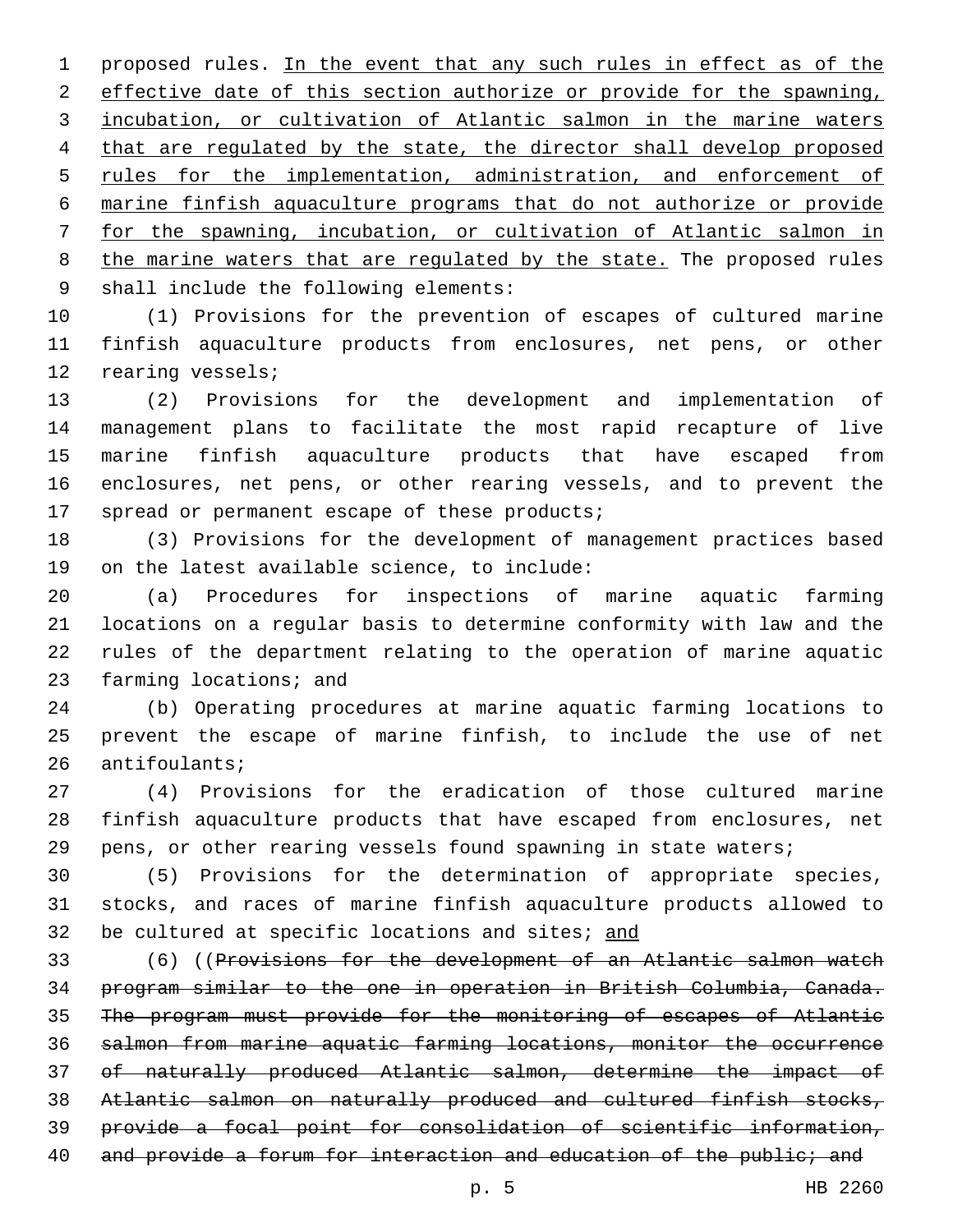proposed rules. <u>In the event that any such rules in effect as of the effective date of this section authorize or provide for the spawning, incubation, or cultivation of Atlantic salmon in the marine waters that are regulated by the state, the director shall develop proposed rules for the implementation, administration, and enforcement of marine finfish aquaculture programs that do not authorize or provide for the spawning, incubation, or cultivation of Atlantic salmon in the marine waters that are regulated by the state.</u> The proposed rules shall include the following elements:

(1) Provisions for the prevention of escapes of cultured marine finfish aquaculture products from enclosures, net pens, or other rearing vessels;

(2) Provisions for the development and implementation of management plans to facilitate the most rapid recapture of live marine finfish aquaculture products that have escaped from enclosures, net pens, or other rearing vessels, and to prevent the spread or permanent escape of these products;

(3) Provisions for the development of management practices based on the latest available science, to include:

(a) Procedures for inspections of marine aquatic farming locations on a regular basis to determine conformity with law and the rules of the department relating to the operation of marine aquatic farming locations; and

(b) Operating procedures at marine aquatic farming locations to prevent the escape of marine finfish, to include the use of net antifoulants;

(4) Provisions for the eradication of those cultured marine finfish aquaculture products that have escaped from enclosures, net pens, or other rearing vessels found spawning in state waters;

(5) Provisions for the determination of appropriate species, stocks, and races of marine finfish aquaculture products allowed to be cultured at specific locations and sites; <u>and</u>

(6) ((~~Provisions for the development of an Atlantic salmon watch program similar to the one in operation in British Columbia, Canada. The program must provide for the monitoring of escapes of Atlantic salmon from marine aquatic farming locations, monitor the occurrence of naturally produced Atlantic salmon, determine the impact of Atlantic salmon on naturally produced and cultured finfish stocks, provide a focal point for consolidation of scientific information, and provide a forum for interaction and education of the public; and~~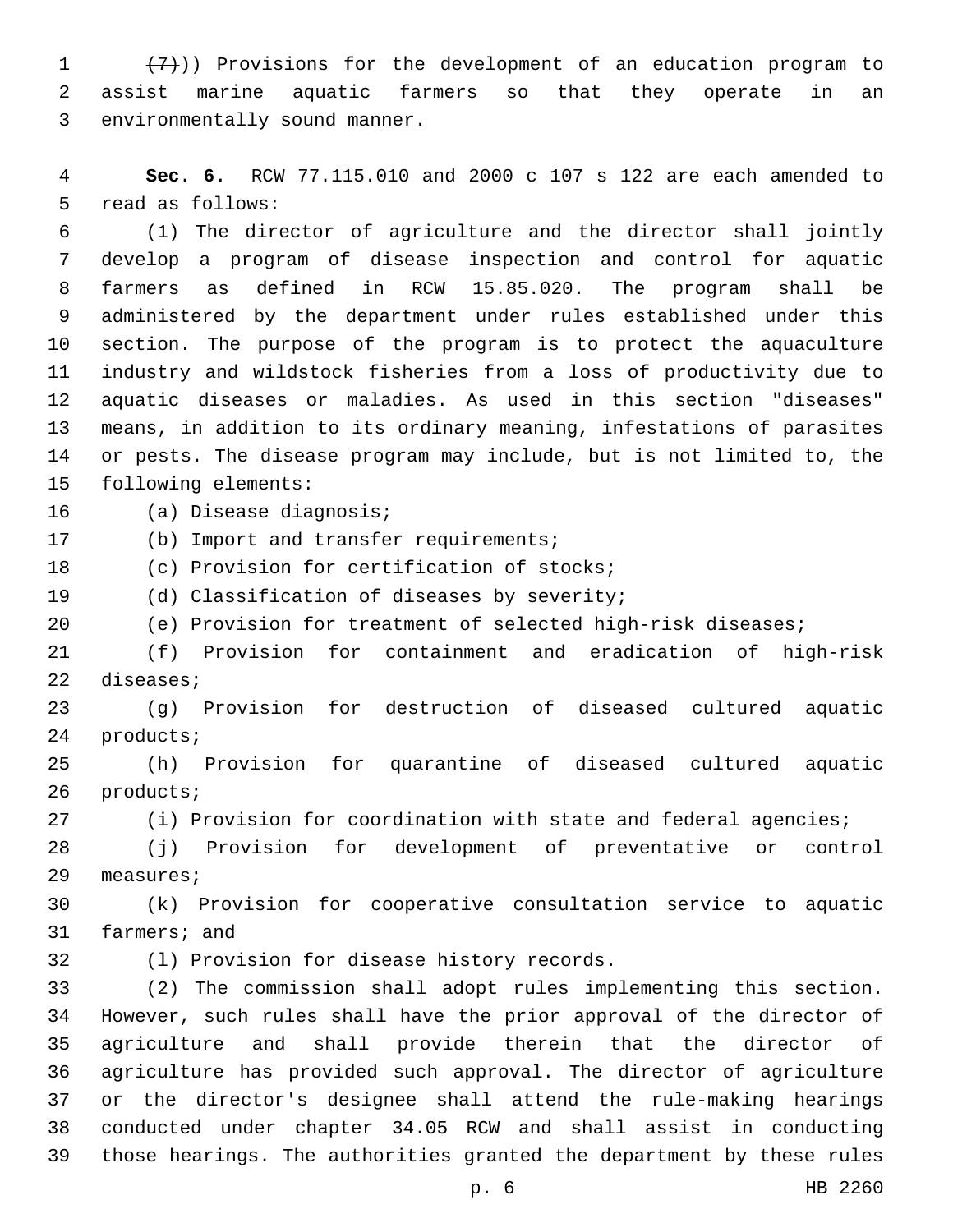~~(7)~~)) Provisions for the development of an education program to assist marine aquatic farmers so that they operate in an environmentally sound manner.

**Sec. 6.** RCW 77.115.010 and 2000 c 107 s 122 are each amended to read as follows:

(1) The director of agriculture and the director shall jointly develop a program of disease inspection and control for aquatic farmers as defined in RCW 15.85.020. The program shall be administered by the department under rules established under this section. The purpose of the program is to protect the aquaculture industry and wildstock fisheries from a loss of productivity due to aquatic diseases or maladies. As used in this section "diseases" means, in addition to its ordinary meaning, infestations of parasites or pests. The disease program may include, but is not limited to, the following elements:

(a) Disease diagnosis;

(b) Import and transfer requirements;

(c) Provision for certification of stocks;

(d) Classification of diseases by severity;

(e) Provision for treatment of selected high-risk diseases;

(f) Provision for containment and eradication of high-risk diseases;

(g) Provision for destruction of diseased cultured aquatic products;

(h) Provision for quarantine of diseased cultured aquatic products;

(i) Provision for coordination with state and federal agencies;

(j) Provision for development of preventative or control measures;

(k) Provision for cooperative consultation service to aquatic farmers; and

(l) Provision for disease history records.

(2) The commission shall adopt rules implementing this section. However, such rules shall have the prior approval of the director of agriculture and shall provide therein that the director of agriculture has provided such approval. The director of agriculture or the director's designee shall attend the rule-making hearings conducted under chapter 34.05 RCW and shall assist in conducting those hearings. The authorities granted the department by these rules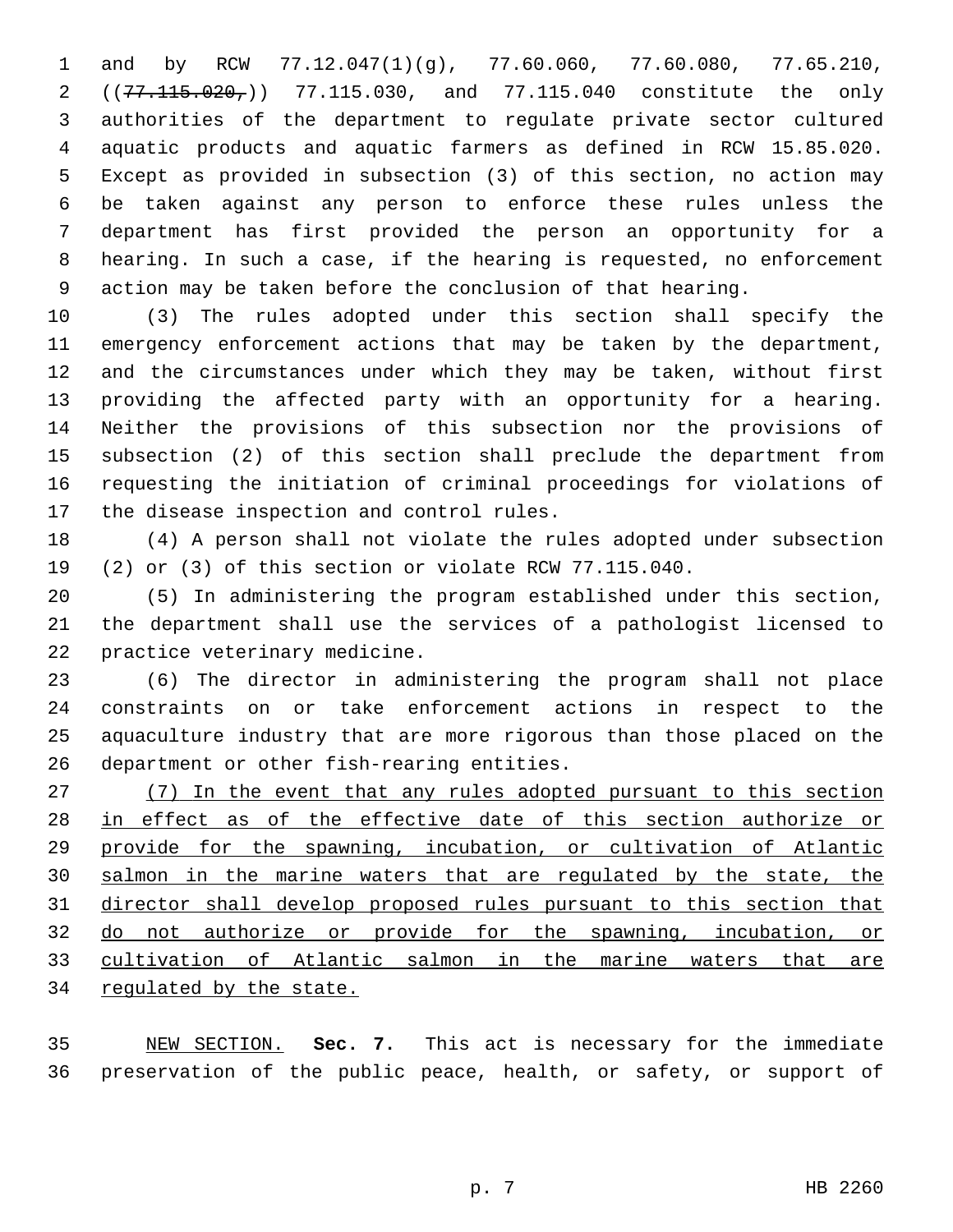and by RCW 77.12.047(1)(g), 77.60.060, 77.60.080, 77.65.210, ((~~77.115.020,~~)) 77.115.030, and 77.115.040 constitute the only authorities of the department to regulate private sector cultured aquatic products and aquatic farmers as defined in RCW 15.85.020. Except as provided in subsection (3) of this section, no action may be taken against any person to enforce these rules unless the department has first provided the person an opportunity for a hearing. In such a case, if the hearing is requested, no enforcement action may be taken before the conclusion of that hearing.

(3) The rules adopted under this section shall specify the emergency enforcement actions that may be taken by the department, and the circumstances under which they may be taken, without first providing the affected party with an opportunity for a hearing. Neither the provisions of this subsection nor the provisions of subsection (2) of this section shall preclude the department from requesting the initiation of criminal proceedings for violations of the disease inspection and control rules.

(4) A person shall not violate the rules adopted under subsection (2) or (3) of this section or violate RCW 77.115.040.

(5) In administering the program established under this section, the department shall use the services of a pathologist licensed to practice veterinary medicine.

(6) The director in administering the program shall not place constraints on or take enforcement actions in respect to the aquaculture industry that are more rigorous than those placed on the department or other fish-rearing entities.

<u>(7) In the event that any rules adopted pursuant to this section in effect as of the effective date of this section authorize or provide for the spawning, incubation, or cultivation of Atlantic salmon in the marine waters that are regulated by the state, the director shall develop proposed rules pursuant to this section that do not authorize or provide for the spawning, incubation, or cultivation of Atlantic salmon in the marine waters that are regulated by the state.</u>

<u>NEW SECTION.</u> **Sec. 7.** This act is necessary for the immediate preservation of the public peace, health, or safety, or support of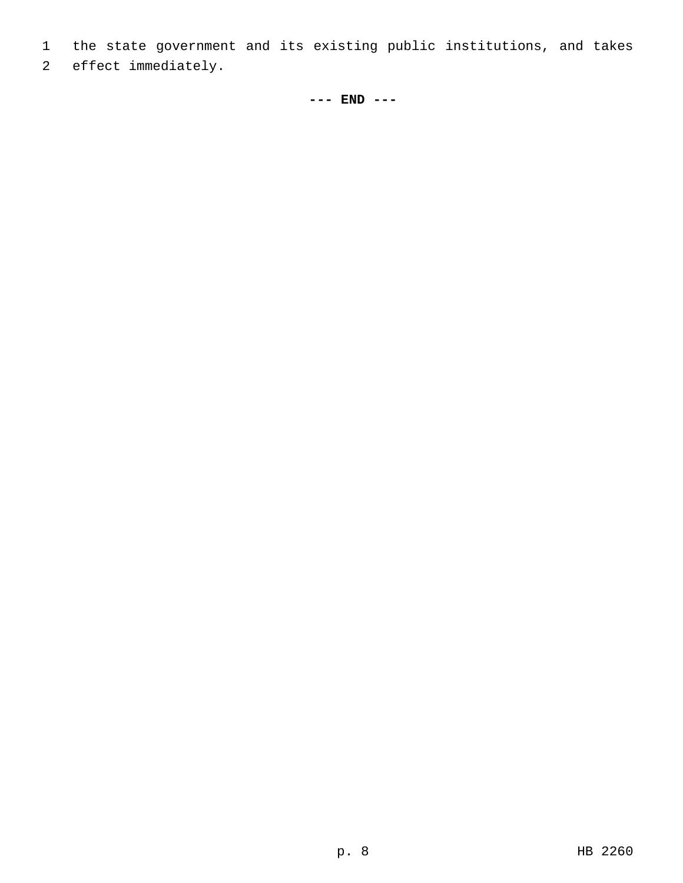the state government and its existing public institutions, and takes effect immediately.

**--- END ---**